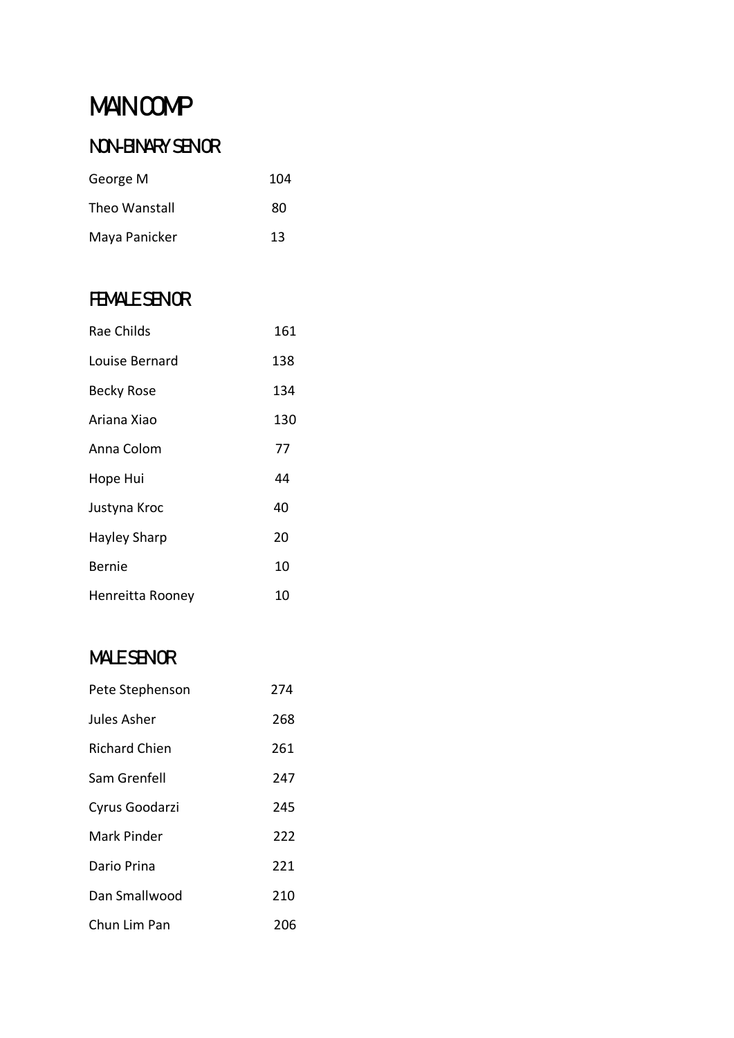# MAIN COMP

## NON-BINARY SENIOR

| | |
|---|---|
| George M | 104 |
| Theo Wanstall | 80 |
| Maya Panicker | 13 |

## FEMALE SENIOR

| | |
|---|---|
| Rae Childs | 161 |
| Louise Bernard | 138 |
| Becky Rose | 134 |
| Ariana Xiao | 130 |
| Anna Colom | 77 |
| Hope Hui | 44 |
| Justyna Kroc | 40 |
| Hayley Sharp | 20 |
| Bernie | 10 |
| Henreitta Rooney | 10 |

## MALE SENIOR

| | |
|---|---|
| Pete Stephenson | 274 |
| Jules Asher | 268 |
| Richard Chien | 261 |
| Sam Grenfell | 247 |
| Cyrus Goodarzi | 245 |
| Mark Pinder | 222 |
| Dario Prina | 221 |
| Dan Smallwood | 210 |
| Chun Lim Pan | 206 |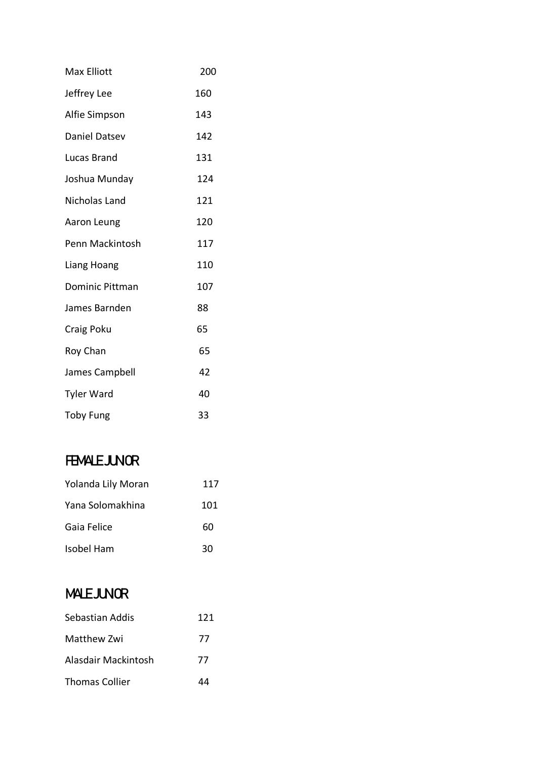| | |
|---|---|
| Max Elliott | 200 |
| Jeffrey Lee | 160 |
| Alfie Simpson | 143 |
| Daniel Datsev | 142 |
| Lucas Brand | 131 |
| Joshua Munday | 124 |
| Nicholas Land | 121 |
| Aaron Leung | 120 |
| Penn Mackintosh | 117 |
| Liang Hoang | 110 |
| Dominic Pittman | 107 |
| James Barnden | 88 |
| Craig Poku | 65 |
| Roy Chan | 65 |
| James Campbell | 42 |
| Tyler Ward | 40 |
| Toby Fung | 33 |

## FEMALE JUNIOR

| | |
|---|---|
| Yolanda Lily Moran | 117 |
| Yana Solomakhina | 101 |
| Gaia Felice | 60 |
| Isobel Ham | 30 |

## MALE JUNIOR

| | |
|---|---|
| Sebastian Addis | 121 |
| Matthew Zwi | 77 |
| Alasdair Mackintosh | 77 |
| Thomas Collier | 44 |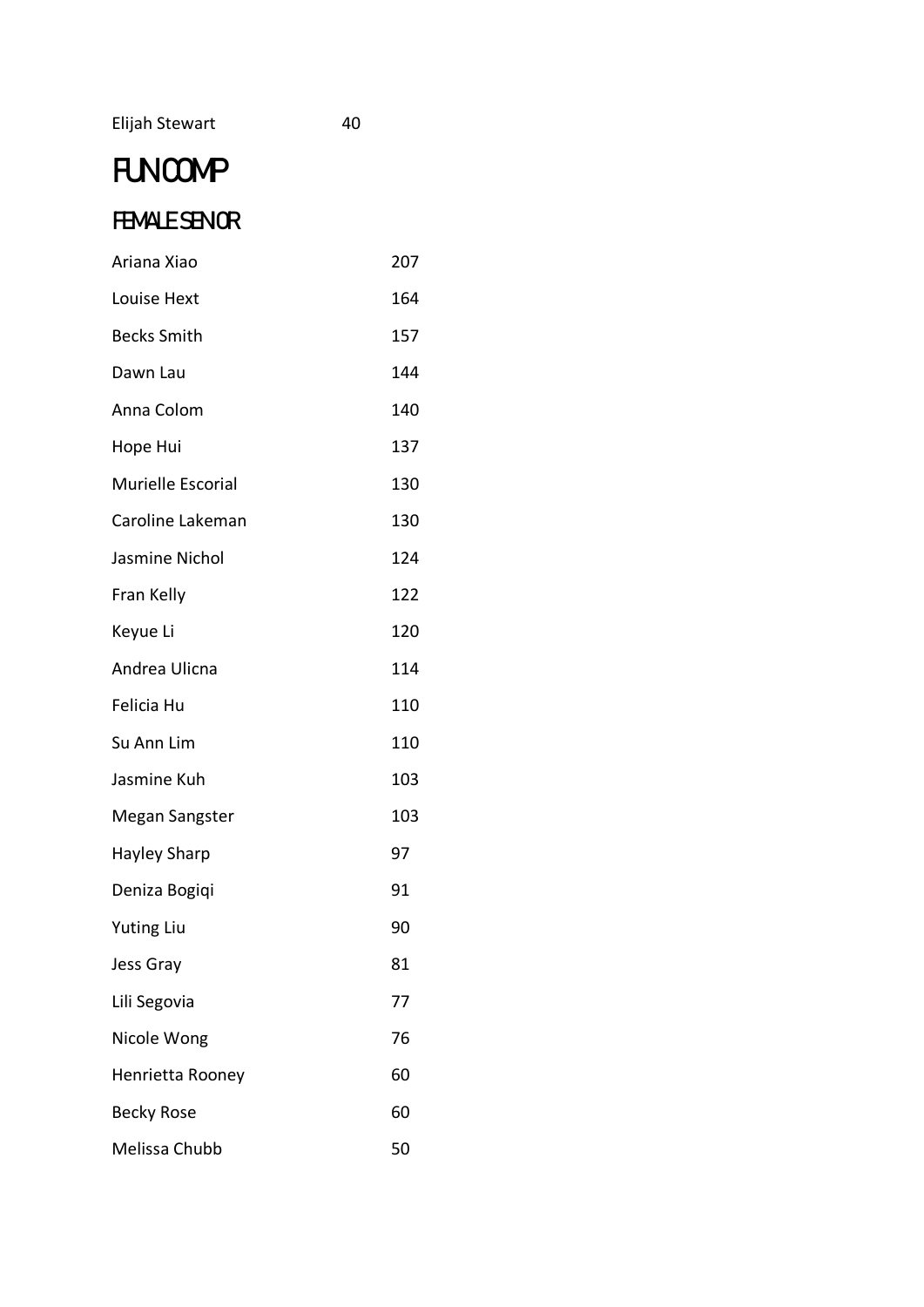| | |
|---|---|
| Elijah Stewart | 40 |

# FUN COMP

## FEMALE SENIOR

| | |
|---|---|
| Ariana Xiao | 207 |
| Louise Hext | 164 |
| Becks Smith | 157 |
| Dawn Lau | 144 |
| Anna Colom | 140 |
| Hope Hui | 137 |
| Murielle Escorial | 130 |
| Caroline Lakeman | 130 |
| Jasmine Nichol | 124 |
| Fran Kelly | 122 |
| Keyue Li | 120 |
| Andrea Ulicna | 114 |
| Felicia Hu | 110 |
| Su Ann Lim | 110 |
| Jasmine Kuh | 103 |
| Megan Sangster | 103 |
| Hayley Sharp | 97 |
| Deniza Bogiqi | 91 |
| Yuting Liu | 90 |
| Jess Gray | 81 |
| Lili Segovia | 77 |
| Nicole Wong | 76 |
| Henrietta Rooney | 60 |
| Becky Rose | 60 |
| Melissa Chubb | 50 |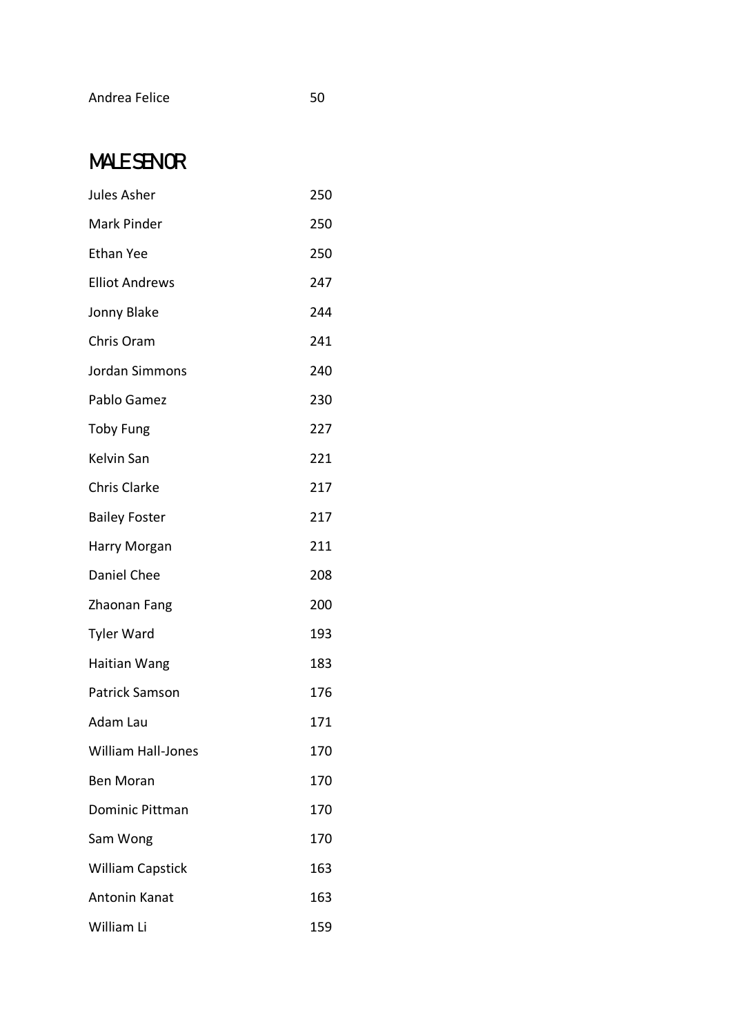| | |
|---|---|
| Andrea Felice | 50 |

## MALE SENIOR

| | |
|---|---|
| Jules Asher | 250 |
| Mark Pinder | 250 |
| Ethan Yee | 250 |
| Elliot Andrews | 247 |
| Jonny Blake | 244 |
| Chris Oram | 241 |
| Jordan Simmons | 240 |
| Pablo Gamez | 230 |
| Toby Fung | 227 |
| Kelvin San | 221 |
| Chris Clarke | 217 |
| Bailey Foster | 217 |
| Harry Morgan | 211 |
| Daniel Chee | 208 |
| Zhaonan Fang | 200 |
| Tyler Ward | 193 |
| Haitian Wang | 183 |
| Patrick Samson | 176 |
| Adam Lau | 171 |
| William Hall-Jones | 170 |
| Ben Moran | 170 |
| Dominic Pittman | 170 |
| Sam Wong | 170 |
| William Capstick | 163 |
| Antonin Kanat | 163 |
| William Li | 159 |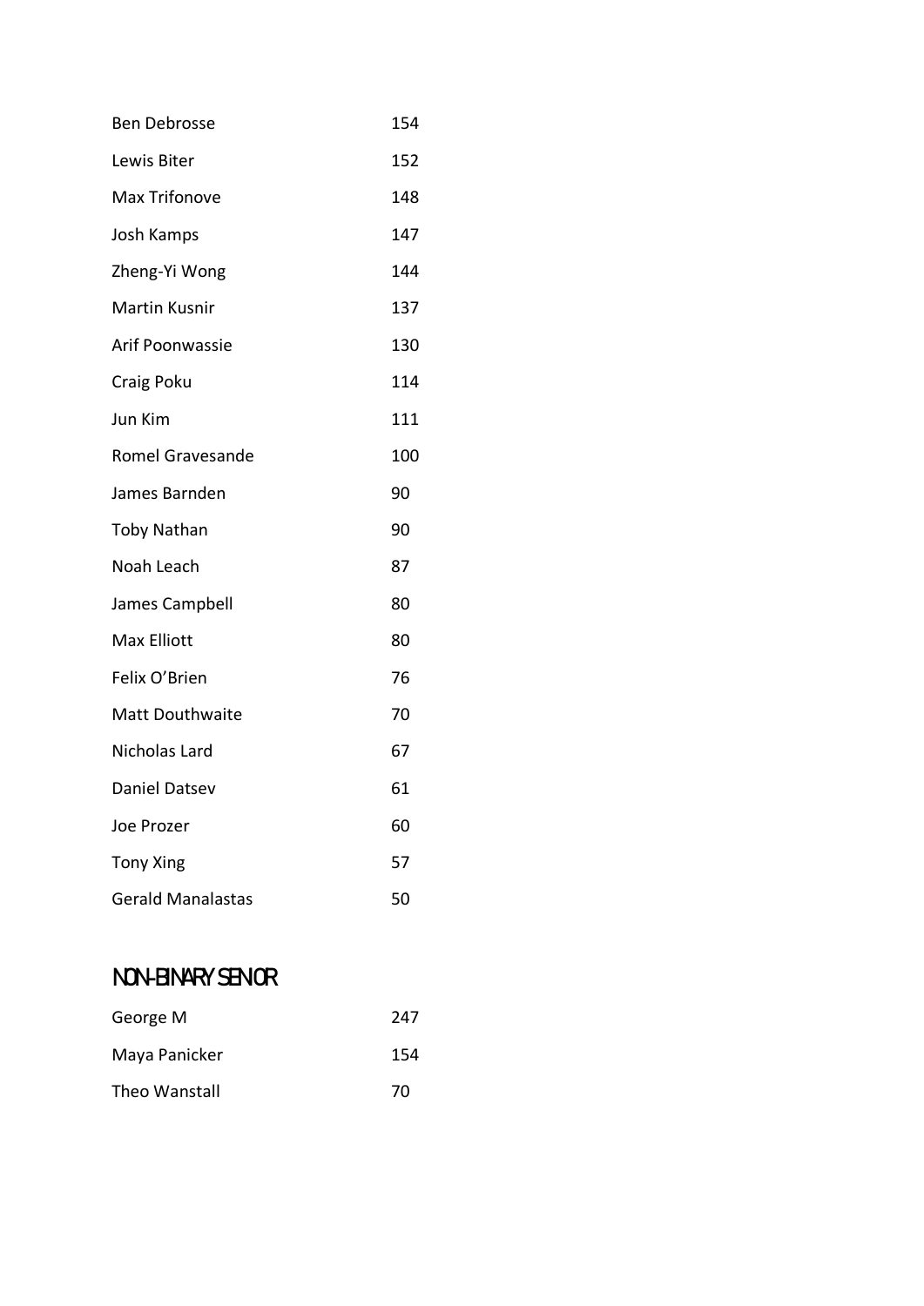| | |
|---|---|
| Ben Debrosse | 154 |
| Lewis Biter | 152 |
| Max Trifonove | 148 |
| Josh Kamps | 147 |
| Zheng-Yi Wong | 144 |
| Martin Kusnir | 137 |
| Arif Poonwassie | 130 |
| Craig Poku | 114 |
| Jun Kim | 111 |
| Romel Gravesande | 100 |
| James Barnden | 90 |
| Toby Nathan | 90 |
| Noah Leach | 87 |
| James Campbell | 80 |
| Max Elliott | 80 |
| Felix O'Brien | 76 |
| Matt Douthwaite | 70 |
| Nicholas Lard | 67 |
| Daniel Datsev | 61 |
| Joe Prozer | 60 |
| Tony Xing | 57 |
| Gerald Manalastas | 50 |

## NON-BINARY SENIOR

| | |
|---|---|
| George M | 247 |
| Maya Panicker | 154 |
| Theo Wanstall | 70 |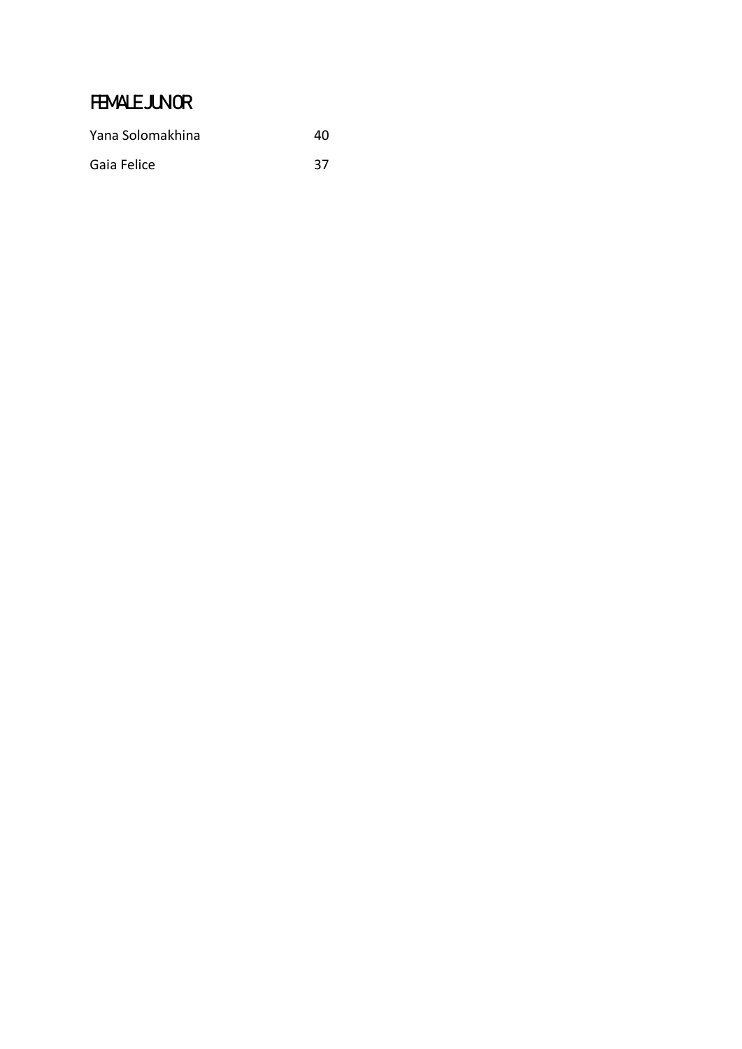## FEMALE JUNIOR

| | |
|---|---|
| Yana Solomakhina | 40 |
| Gaia Felice | 37 |